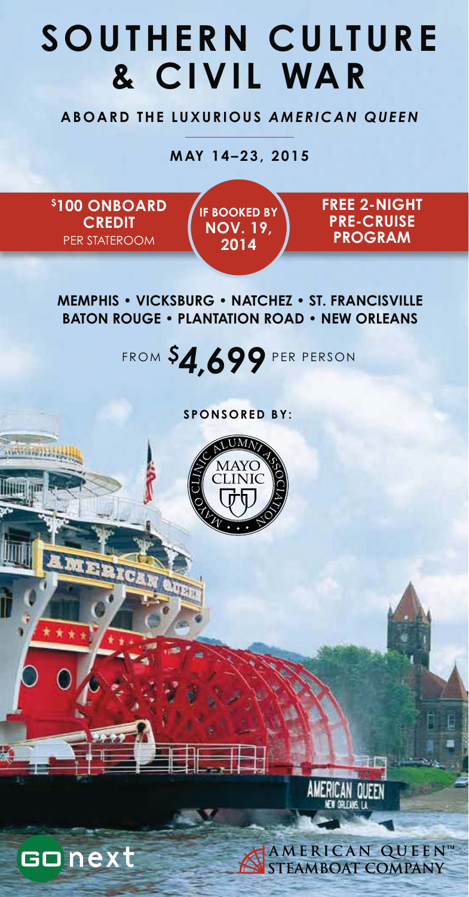# SOUTHERN CULTURE & CIVIL WAR

**ABOARD THE LUXURIOUS *AMERICAN QUEEN***

**MAY 14–23, 2015**

**$100 ONBOARD CREDIT** PER STATEROOM

**IF BOOKED BY NOV. 19, 2014**

**FREE 2-NIGHT PRE-CRUISE PROGRAM**

**MEMPHIS • VICKSBURG • NATCHEZ • ST. FRANCISVILLE BATON ROUGE • PLANTATION ROAD • NEW ORLEANS**

FROM **$4,699** PER PERSON

**SPONSORED BY:**

MAYO CLINIC ALUMNI ASSOCIATION

GO next

AMERICAN QUEEN™ STEAMBOAT COMPANY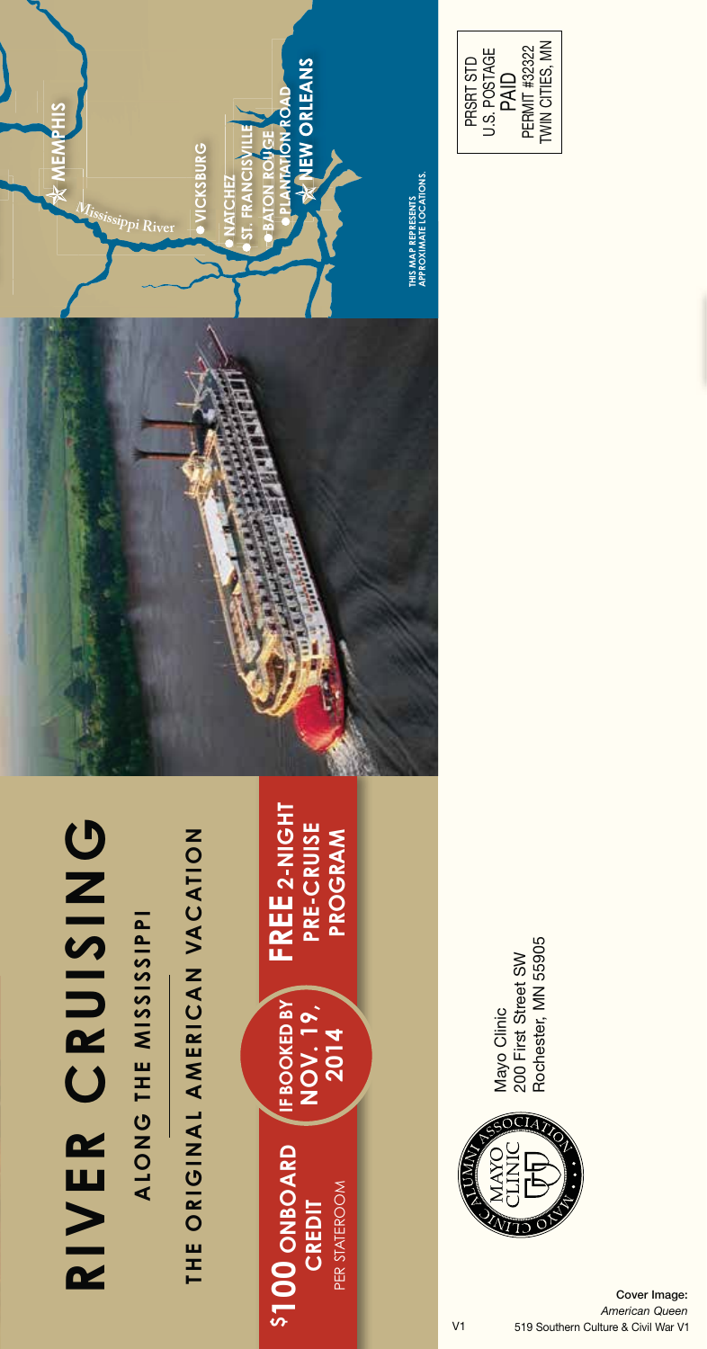# RIVER CRUISING

## ALONG THE MISSISSIPPI

## THE ORIGINAL AMERICAN VACATION

**$100 ONBOARD CREDIT**
PER STATEROOM

**IF BOOKED BY NOV. 19, 2014**

**FREE 2-NIGHT PRE-CRUISE PROGRAM**

MEMPHIS

Mississippi River

VICKSBURG

NATCHEZ

ST. FRANCISVILLE

BATON ROUGE

PLANTATION ROAD

NEW ORLEANS

THIS MAP REPRESENTS APPROXIMATE LOCATIONS.

PRSRT STD
U.S. POSTAGE
PAID
PERMIT #32322
TWIN CITIES, MN

MAYO CLINIC ALUMNI ASSOCIATION

Mayo Clinic
200 First Street SW
Rochester, MN 55905

V1

**Cover Image:**
*American Queen*
519 Southern Culture & Civil War V1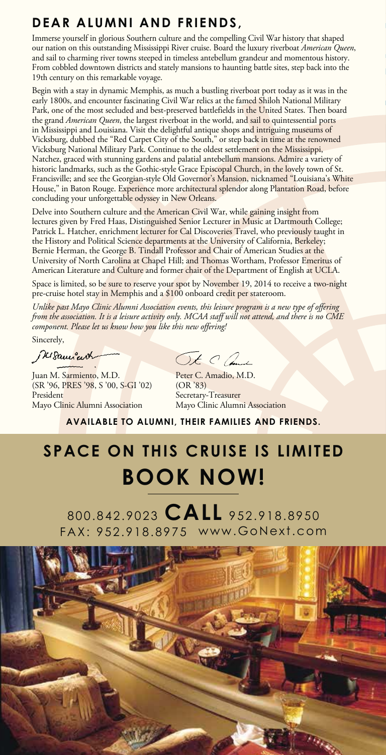## DEAR ALUMNI AND FRIENDS,

Immerse yourself in glorious Southern culture and the compelling Civil War history that shaped our nation on this outstanding Mississippi River cruise. Board the luxury riverboat *American Queen*, and sail to charming river towns steeped in timeless antebellum grandeur and momentous history. From cobbled downtown districts and stately mansions to haunting battle sites, step back into the 19th century on this remarkable voyage.

Begin with a stay in dynamic Memphis, as much a bustling riverboat port today as it was in the early 1800s, and encounter fascinating Civil War relics at the famed Shiloh National Military Park, one of the most secluded and best-preserved battlefields in the United States. Then board the grand *American Queen*, the largest riverboat in the world, and sail to quintessential ports in Mississippi and Louisiana. Visit the delightful antique shops and intriguing museums of Vicksburg, dubbed the "Red Carpet City of the South," or step back in time at the renowned Vicksburg National Military Park. Continue to the oldest settlement on the Mississippi, Natchez, graced with stunning gardens and palatial antebellum mansions. Admire a variety of historic landmarks, such as the Gothic-style Grace Episcopal Church, in the lovely town of St. Francisville; and see the Georgian-style Old Governor's Mansion, nicknamed "Louisiana's White House," in Baton Rouge. Experience more architectural splendor along Plantation Road, before concluding your unforgettable odyssey in New Orleans.

Delve into Southern culture and the American Civil War, while gaining insight from lectures given by Fred Haas, Distinguished Senior Lecturer in Music at Dartmouth College; Patrick L. Hatcher, enrichment lecturer for Cal Discoveries Travel, who previously taught in the History and Political Science departments at the University of California, Berkeley; Bernie Herman, the George B. Tindall Professor and Chair of American Studies at the University of North Carolina at Chapel Hill; and Thomas Wortham, Professor Emeritus of American Literature and Culture and former chair of the Department of English at UCLA.

Space is limited, so be sure to reserve your spot by November 19, 2014 to receive a two-night pre-cruise hotel stay in Memphis and a $100 onboard credit per stateroom.

*Unlike past Mayo Clinic Alumni Association events, this leisure program is a new type of offering from the association. It is a leisure activity only. MCAA staff will not attend, and there is no CME component. Please let us know how you like this new offering!*

Sincerely,

Juan M. Sarmiento, M.D.
(SR '96, PRES '98, S '00, S-GI '02)
President
Mayo Clinic Alumni Association

Peter C. Amadio, M.D.
(OR '83)
Secretary-Treasurer
Mayo Clinic Alumni Association

**AVAILABLE TO ALUMNI, THEIR FAMILIES AND FRIENDS.**

## SPACE ON THIS CRUISE IS LIMITED

# BOOK NOW!

800.842.9023 **CALL** 952.918.8950

FAX: 952.918.8975 www.GoNext.com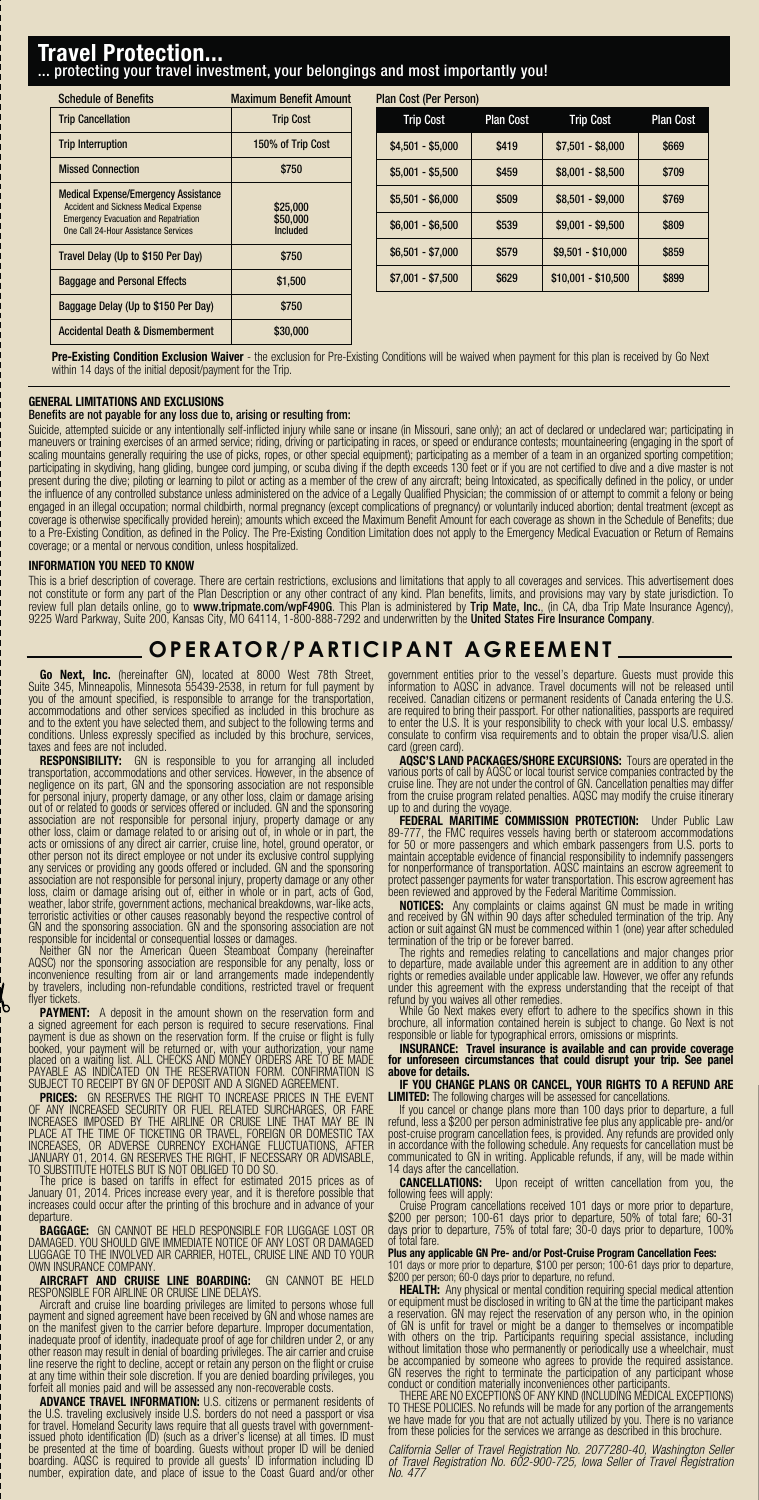# Travel Protection...

## ... protecting your travel investment, your belongings and most importantly you!

| Schedule of Benefits | Maximum Benefit Amount |
|---|---|
| Trip Cancellation | Trip Cost |
| Trip Interruption | 150% of Trip Cost |
| Missed Connection | $750 |
| Medical Expense/Emergency Assistance<br>Accident and Sickness Medical Expense<br>Emergency Evacuation and Repatriation<br>One Call 24-Hour Assistance Services | <br>$25,000<br>$50,000<br>Included |
| Travel Delay (Up to $150 Per Day) | $750 |
| Baggage and Personal Effects | $1,500 |
| Baggage Delay (Up to $150 Per Day) | $750 |
| Accidental Death & Dismemberment | $30,000 |

Plan Cost (Per Person)

| Trip Cost | Plan Cost | Trip Cost | Plan Cost |
|---|---|---|---|
| $4,501 - $5,000 | $419 | $7,501 - $8,000 | $669 |
| $5,001 - $5,500 | $459 | $8,001 - $8,500 | $709 |
| $5,501 - $6,000 | $509 | $8,501 - $9,000 | $769 |
| $6,001 - $6,500 | $539 | $9,001 - $9,500 | $809 |
| $6,501 - $7,000 | $579 | $9,501 - $10,000 | $859 |
| $7,001 - $7,500 | $629 | $10,001 - $10,500 | $899 |

**Pre-Existing Condition Exclusion Waiver** - the exclusion for Pre-Existing Conditions will be waived when payment for this plan is received by Go Next within 14 days of the initial deposit/payment for the Trip.

### GENERAL LIMITATIONS AND EXCLUSIONS

**Benefits are not payable for any loss due to, arising or resulting from:**

Suicide, attempted suicide or any intentionally self-inflicted injury while sane or insane (in Missouri, sane only); an act of declared or undeclared war; participating in maneuvers or training exercises of an armed service; riding, driving or participating in races, or speed or endurance contests; mountaineering (engaging in the sport of scaling mountains generally requiring the use of picks, ropes, or other special equipment); participating as a member of a team in an organized sporting competition; participating in skydiving, hang gliding, bungee cord jumping, or scuba diving if the depth exceeds 130 feet or if you are not certified to dive and a dive master is not present during the dive; piloting or learning to pilot or acting as a member of the crew of any aircraft; being Intoxicated, as specifically defined in the policy, or under the influence of any controlled substance unless administered on the advice of a Legally Qualified Physician; the commission of or attempt to commit a felony or being engaged in an illegal occupation; normal childbirth, normal pregnancy (except complications of pregnancy) or voluntarily induced abortion; dental treatment (except as coverage is otherwise specifically provided herein); amounts which exceed the Maximum Benefit Amount for each coverage as shown in the Schedule of Benefits; due to a Pre-Existing Condition, as defined in the Policy. The Pre-Existing Condition Limitation does not apply to the Emergency Medical Evacuation or Return of Remains coverage; or a mental or nervous condition, unless hospitalized.

### INFORMATION YOU NEED TO KNOW

This is a brief description of coverage. There are certain restrictions, exclusions and limitations that apply to all coverages and services. This advertisement does not constitute or form any part of the Plan Description or any other contract of any kind. Plan benefits, limits, and provisions may vary by state jurisdiction. To review full plan details online, go to **www.tripmate.com/wpF490G**. This Plan is administered by **Trip Mate, Inc.**, (in CA, dba Trip Mate Insurance Agency), 9225 Ward Parkway, Suite 200, Kansas City, MO 64114, 1-800-888-7292 and underwritten by the **United States Fire Insurance Company**.

## OPERATOR/PARTICIPANT AGREEMENT

**Go Next, Inc.** (hereinafter GN), located at 8000 West 78th Street, Suite 345, Minneapolis, Minnesota 55439-2538, in return for full payment by you of the amount specified, is responsible to arrange for the transportation, accommodations and other services specified as included in this brochure as and to the extent you have selected them, and subject to the following terms and conditions. Unless expressly specified as included by this brochure, services, taxes and fees are not included.

**RESPONSIBILITY:** GN is responsible to you for arranging all included transportation, accommodations and other services. However, in the absence of negligence on its part, GN and the sponsoring association are not responsible for personal injury, property damage, or any other loss, claim or damage arising out of or related to goods or services offered or included. GN and the sponsoring association are not responsible for personal injury, property damage or any other loss, claim or damage related to or arising out of, in whole or in part, the acts or omissions of any direct air carrier, cruise line, hotel, ground operator, or other person not its direct employee or not under its exclusive control supplying any services or providing any goods offered or included. GN and the sponsoring association are not responsible for personal injury, property damage or any other loss, claim or damage arising out of, either in whole or in part, acts of God, weather, labor strife, government actions, mechanical breakdowns, war-like acts, terroristic activities or other causes reasonably beyond the respective control of GN and the sponsoring association. GN and the sponsoring association are not responsible for incidental or consequential losses or damages.

Neither GN nor the American Queen Steamboat Company (hereinafter AQSC) nor the sponsoring association are responsible for any penalty, loss or inconvenience resulting from air or land arrangements made independently by travelers, including non-refundable conditions, restricted travel or frequent flyer tickets.

**PAYMENT:** A deposit in the amount shown on the reservation form and a signed agreement for each person is required to secure reservations. Final payment is due as shown on the reservation form. If the cruise or flight is fully booked, your payment will be returned or, with your authorization, your name placed on a waiting list. ALL CHECKS AND MONEY ORDERS ARE TO BE MADE PAYABLE AS INDICATED ON THE RESERVATION FORM. CONFIRMATION IS SUBJECT TO RECEIPT BY GN OF DEPOSIT AND A SIGNED AGREEMENT.

**PRICES:** GN RESERVES THE RIGHT TO INCREASE PRICES IN THE EVENT OF ANY INCREASED SECURITY OR FUEL RELATED SURCHARGES, OR FARE INCREASES IMPOSED BY THE AIRLINE OR CRUISE LINE THAT MAY BE IN PLACE AT THE TIME OF TICKETING OR TRAVEL, FOREIGN OR DOMESTIC TAX INCREASES, OR ADVERSE CURRENCY EXCHANGE FLUCTUATIONS, AFTER JANUARY 01, 2014. GN RESERVES THE RIGHT, IF NECESSARY OR ADVISABLE, TO SUBSTITUTE HOTELS BUT IS NOT OBLIGED TO DO SO.

The price is based on tariffs in effect for estimated 2015 prices as of January 01, 2014. Prices increase every year, and it is therefore possible that increases could occur after the printing of this brochure and in advance of your departure.

**BAGGAGE:** GN CANNOT BE HELD RESPONSIBLE FOR LUGGAGE LOST OR DAMAGED. YOU SHOULD GIVE IMMEDIATE NOTICE OF ANY LOST OR DAMAGED LUGGAGE TO THE INVOLVED AIR CARRIER, HOTEL, CRUISE LINE AND TO YOUR OWN INSURANCE COMPANY.

**AIRCRAFT AND CRUISE LINE BOARDING:** GN CANNOT BE HELD RESPONSIBLE FOR AIRLINE OR CRUISE LINE DELAYS.

Aircraft and cruise line boarding privileges are limited to persons whose full payment and signed agreement have been received by GN and whose names are on the manifest given to the carrier before departure. Improper documentation, inadequate proof of identity, inadequate proof of age for children under 2, or any other reason may result in denial of boarding privileges. The air carrier and cruise line reserve the right to decline, accept or retain any person on the flight or cruise at any time within their sole discretion. If you are denied boarding privileges, you forfeit all monies paid and will be assessed any non-recoverable costs.

**ADVANCE TRAVEL INFORMATION:** U.S. citizens or permanent residents of the U.S. traveling exclusively inside U.S. borders do not need a passport or visa for travel. Homeland Security laws require that all guests travel with government-issued photo identification (ID) (such as a driver's license) at all times. ID must be presented at the time of boarding. Guests without proper ID will be denied boarding. AQSC is required to provide all guests' ID information including ID number, expiration date, and place of issue to the Coast Guard and/or other government entities prior to the vessel's departure. Guests must provide this information to AQSC in advance. Travel documents will not be released until received. Canadian citizens or permanent residents of Canada entering the U.S. are required to bring their passport. For other nationalities, passports are required to enter the U.S. It is your responsibility to check with your local U.S. embassy/consulate to confirm visa requirements and to obtain the proper visa/U.S. alien card (green card).

**AQSC'S LAND PACKAGES/SHORE EXCURSIONS:** Tours are operated in the various ports of call by AQSC or local tourist service companies contracted by the cruise line. They are not under the control of GN. Cancellation penalties may differ from the cruise program related penalties. AQSC may modify the cruise itinerary up to and during the voyage.

**FEDERAL MARITIME COMMISSION PROTECTION:** Under Public Law 89-777, the FMC requires vessels having berth or stateroom accommodations for 50 or more passengers and which embark passengers from U.S. ports to maintain acceptable evidence of financial responsibility to indemnify passengers for nonperformance of transportation. AQSC maintains an escrow agreement to protect passenger payments for water transportation. This escrow agreement has been reviewed and approved by the Federal Maritime Commission.

**NOTICES:** Any complaints or claims against GN must be made in writing and received by GN within 90 days after scheduled termination of the trip. Any action or suit against GN must be commenced within 1 (one) year after scheduled termination of the trip or be forever barred.

The rights and remedies relating to cancellations and major changes prior to departure, made available under this agreement are in addition to any other rights or remedies available under applicable law. However, we offer any refunds under this agreement with the express understanding that the receipt of that refund by you waives all other remedies.

While Go Next makes every effort to adhere to the specifics shown in this brochure, all information contained herein is subject to change. Go Next is not responsible or liable for typographical errors, omissions or misprints.

**INSURANCE: Travel insurance is available and can provide coverage for unforeseen circumstances that could disrupt your trip. See panel above for details.**

**IF YOU CHANGE PLANS OR CANCEL, YOUR RIGHTS TO A REFUND ARE LIMITED:** The following charges will be assessed for cancellations.

If you cancel or change plans more than 100 days prior to departure, a full refund, less a $200 per person administrative fee plus any applicable pre- and/or post-cruise program cancellation fees, is provided. Any refunds are provided only in accordance with the following schedule. Any requests for cancellation must be communicated to GN in writing. Applicable refunds, if any, will be made within 14 days after the cancellation.

**CANCELLATIONS:** Upon receipt of written cancellation from you, the following fees will apply:

Cruise Program cancellations received 101 days or more prior to departure, $200 per person; 100-61 days prior to departure, 50% of total fare; 60-31 days prior to departure, 75% of total fare; 30-0 days prior to departure, 100% of total fare.

**Plus any applicable GN Pre- and/or Post-Cruise Program Cancellation Fees:**
101 days or more prior to departure, $100 per person; 100-61 days prior to departure, $200 per person; 60-0 days prior to departure, no refund.

**HEALTH:** Any physical or mental condition requiring special medical attention or equipment must be disclosed in writing to GN at the time the participant makes a reservation. GN may reject the reservation of any person who, in the opinion of GN is unfit for travel or might be a danger to themselves or incompatible with others on the trip. Participants requiring special assistance, including without limitation those who permanently or periodically use a wheelchair, must be accompanied by someone who agrees to provide the required assistance. GN reserves the right to terminate the participation of any participant whose conduct or condition materially inconveniences other participants.

THERE ARE NO EXCEPTIONS OF ANY KIND (INCLUDING MEDICAL EXCEPTIONS) TO THESE POLICIES. No refunds will be made for any portion of the arrangements we have made for you that are not actually utilized by you. There is no variance from these policies for the services we arrange as described in this brochure.

*California Seller of Travel Registration No. 2077280-40, Washington Seller of Travel Registration No. 602-900-725, Iowa Seller of Travel Registration No. 477*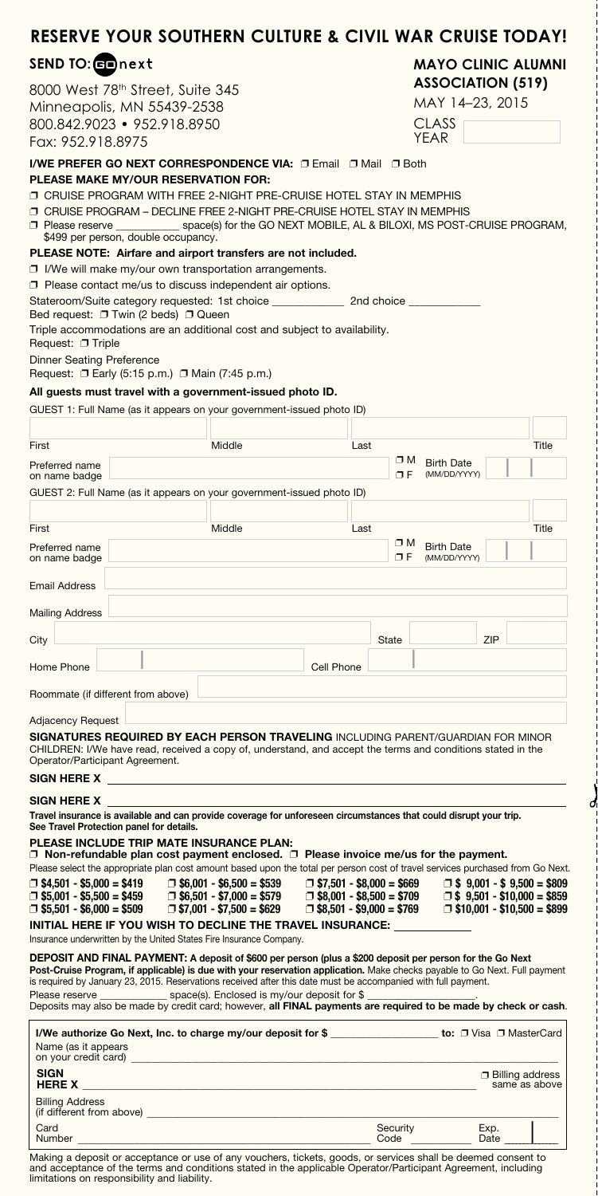# RESERVE YOUR SOUTHERN CULTURE & CIVIL WAR CRUISE TODAY!

**SEND TO: GO next**

8000 West 78th Street, Suite 345
Minneapolis, MN 55439-2538
800.842.9023 • 952.918.8950
Fax: 952.918.8975

**MAYO CLINIC ALUMNI ASSOCIATION (519)**

MAY 14–23, 2015

CLASS YEAR

**I/WE PREFER GO NEXT CORRESPONDENCE VIA:** ☐ Email ☐ Mail ☐ Both

**PLEASE MAKE MY/OUR RESERVATION FOR:**

☐ CRUISE PROGRAM WITH FREE 2-NIGHT PRE-CRUISE HOTEL STAY IN MEMPHIS

☐ CRUISE PROGRAM – DECLINE FREE 2-NIGHT PRE-CRUISE HOTEL STAY IN MEMPHIS

☐ Please reserve ___________ space(s) for the GO NEXT MOBILE, AL & BILOXI, MS POST-CRUISE PROGRAM, $499 per person, double occupancy.

**PLEASE NOTE: Airfare and airport transfers are not included.**

☐ I/We will make my/our own transportation arrangements.

☐ Please contact me/us to discuss independent air options.

Stateroom/Suite category requested: 1st choice ____________ 2nd choice ____________

Bed request: ☐ Twin (2 beds) ☐ Queen

Triple accommodations are an additional cost and subject to availability.

Request: ☐ Triple

Dinner Seating Preference

Request: ☐ Early (5:15 p.m.) ☐ Main (7:45 p.m.)

**All guests must travel with a government-issued photo ID.**

GUEST 1: Full Name (as it appears on your government-issued photo ID)

First ____ Middle ____ Last ____ Title ____

Preferred name on name badge ____ ☐ M ☐ F Birth Date (MM/DD/YYYY) ____

GUEST 2: Full Name (as it appears on your government-issued photo ID)

First ____ Middle ____ Last ____ Title ____

Preferred name on name badge ____ ☐ M ☐ F Birth Date (MM/DD/YYYY) ____

Email Address ____

Mailing Address ____

City ____ State ____ ZIP ____

Home Phone ____ Cell Phone ____

Roommate (if different from above) ____

Adjacency Request ____

**SIGNATURES REQUIRED BY EACH PERSON TRAVELING** INCLUDING PARENT/GUARDIAN FOR MINOR CHILDREN: I/We have read, received a copy of, understand, and accept the terms and conditions stated in the Operator/Participant Agreement.

**SIGN HERE X** ____________________

**SIGN HERE X** ____________________

**Travel insurance is available and can provide coverage for unforeseen circumstances that could disrupt your trip. See Travel Protection panel for details.**

**PLEASE INCLUDE TRIP MATE INSURANCE PLAN:**

☐ **Non-refundable plan cost payment enclosed.** ☐ **Please invoice me/us for the payment.**

Please select the appropriate plan cost amount based upon the total per person cost of travel services purchased from Go Next.

| | | | |
|---|---|---|---|
| ☐ $4,501 - $5,000 = $419 | ☐ $6,001 - $6,500 = $539 | ☐ $7,501 - $8,000 = $669 | ☐ $ 9,001 - $ 9,500 = $809 |
| ☐ $5,001 - $5,500 = $459 | ☐ $6,501 - $7,000 = $579 | ☐ $8,001 - $8,500 = $709 | ☐ $ 9,501 - $10,000 = $859 |
| ☐ $5,501 - $6,000 = $509 | ☐ $7,001 - $7,500 = $629 | ☐ $8,501 - $9,000 = $769 | ☐ $10,001 - $10,500 = $899 |

**INITIAL HERE IF YOU WISH TO DECLINE THE TRAVEL INSURANCE:** ____________

Insurance underwritten by the United States Fire Insurance Company.

**DEPOSIT AND FINAL PAYMENT: A deposit of $600 per person (plus a $200 deposit per person for the Go Next Post-Cruise Program, if applicable) is due with your reservation application.** Make checks payable to Go Next. Full payment is required by January 23, 2015. Reservations received after this date must be accompanied with full payment.

Please reserve ____________ space(s). Enclosed is my/our deposit for $ ___________________.

Deposits may also be made by credit card; however, **all FINAL payments are required to be made by check or cash**.

**I/We authorize Go Next, Inc. to charge my/our deposit for $** __________________ **to:** ☐ Visa ☐ MasterCard

Name (as it appears on your credit card) ____________________

**SIGN HERE X** ____________________ ☐ Billing address same as above

Billing Address (if different from above) ____________________

Card Number ____________________ Security Code ________ Exp. Date ________

Making a deposit or acceptance or use of any vouchers, tickets, goods, or services shall be deemed consent to and acceptance of the terms and conditions stated in the applicable Operator/Participant Agreement, including limitations on responsibility and liability.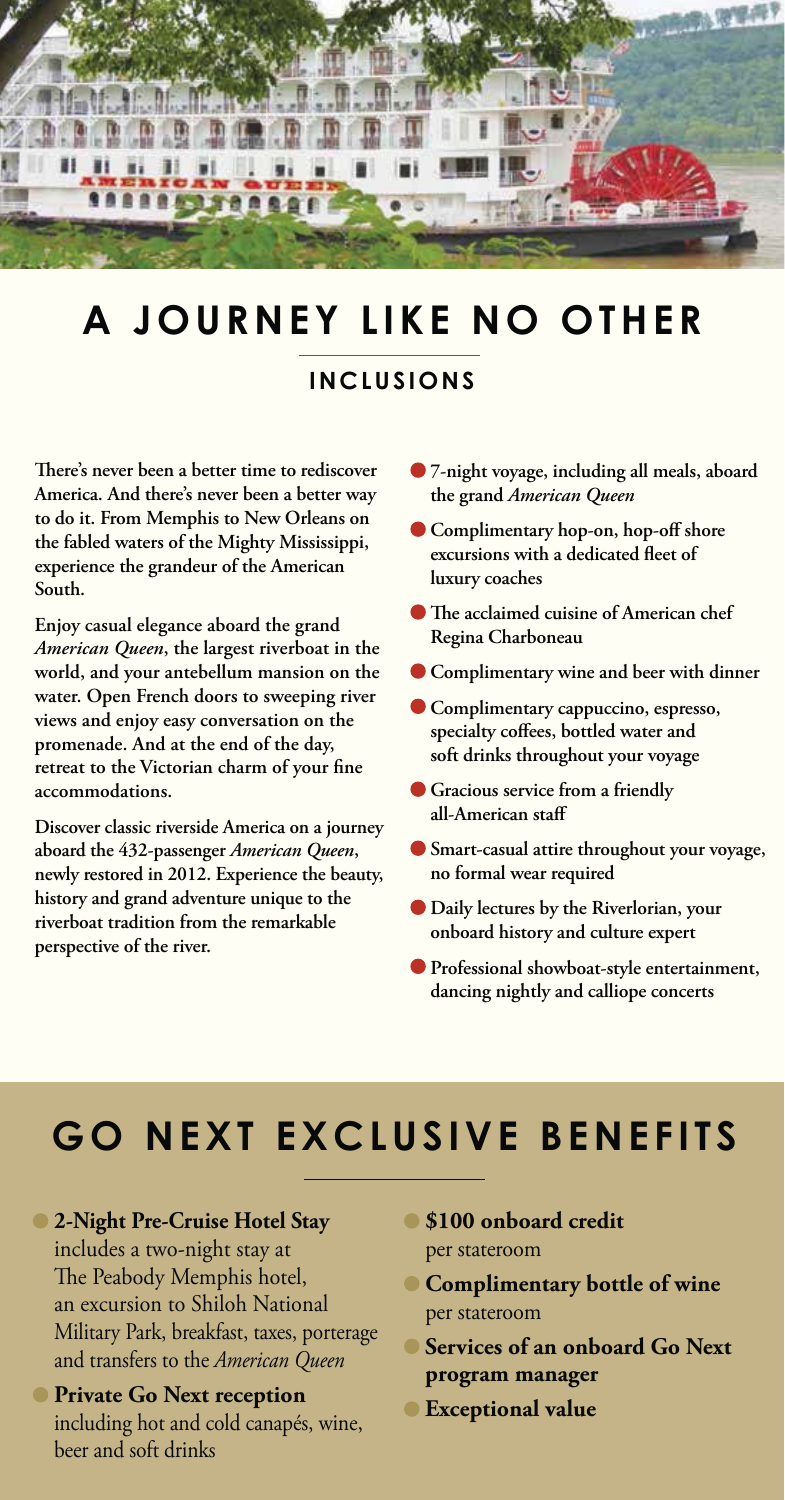# A JOURNEY LIKE NO OTHER

## INCLUSIONS

**There's never been a better time to rediscover America. And there's never been a better way to do it. From Memphis to New Orleans on the fabled waters of the Mighty Mississippi, experience the grandeur of the American South.**

**Enjoy casual elegance aboard the grand *American Queen*, the largest riverboat in the world, and your antebellum mansion on the water. Open French doors to sweeping river views and enjoy easy conversation on the promenade. And at the end of the day, retreat to the Victorian charm of your fine accommodations.**

**Discover classic riverside America on a journey aboard the 432-passenger *American Queen*, newly restored in 2012. Experience the beauty, history and grand adventure unique to the riverboat tradition from the remarkable perspective of the river.**

- **7-night voyage, including all meals, aboard the grand *American Queen***
- **Complimentary hop-on, hop-off shore excursions with a dedicated fleet of luxury coaches**
- **The acclaimed cuisine of American chef Regina Charboneau**
- **Complimentary wine and beer with dinner**
- **Complimentary cappuccino, espresso, specialty coffees, bottled water and soft drinks throughout your voyage**
- **Gracious service from a friendly all-American staff**
- **Smart-casual attire throughout your voyage, no formal wear required**
- **Daily lectures by the Riverlorian, your onboard history and culture expert**
- **Professional showboat-style entertainment, dancing nightly and calliope concerts**

# GO NEXT EXCLUSIVE BENEFITS

- **2-Night Pre-Cruise Hotel Stay** includes a two-night stay at The Peabody Memphis hotel, an excursion to Shiloh National Military Park, breakfast, taxes, porterage and transfers to the *American Queen*
- **Private Go Next reception** including hot and cold canapés, wine, beer and soft drinks
- **$100 onboard credit** per stateroom
- **Complimentary bottle of wine** per stateroom
- **Services of an onboard Go Next program manager**
- **Exceptional value**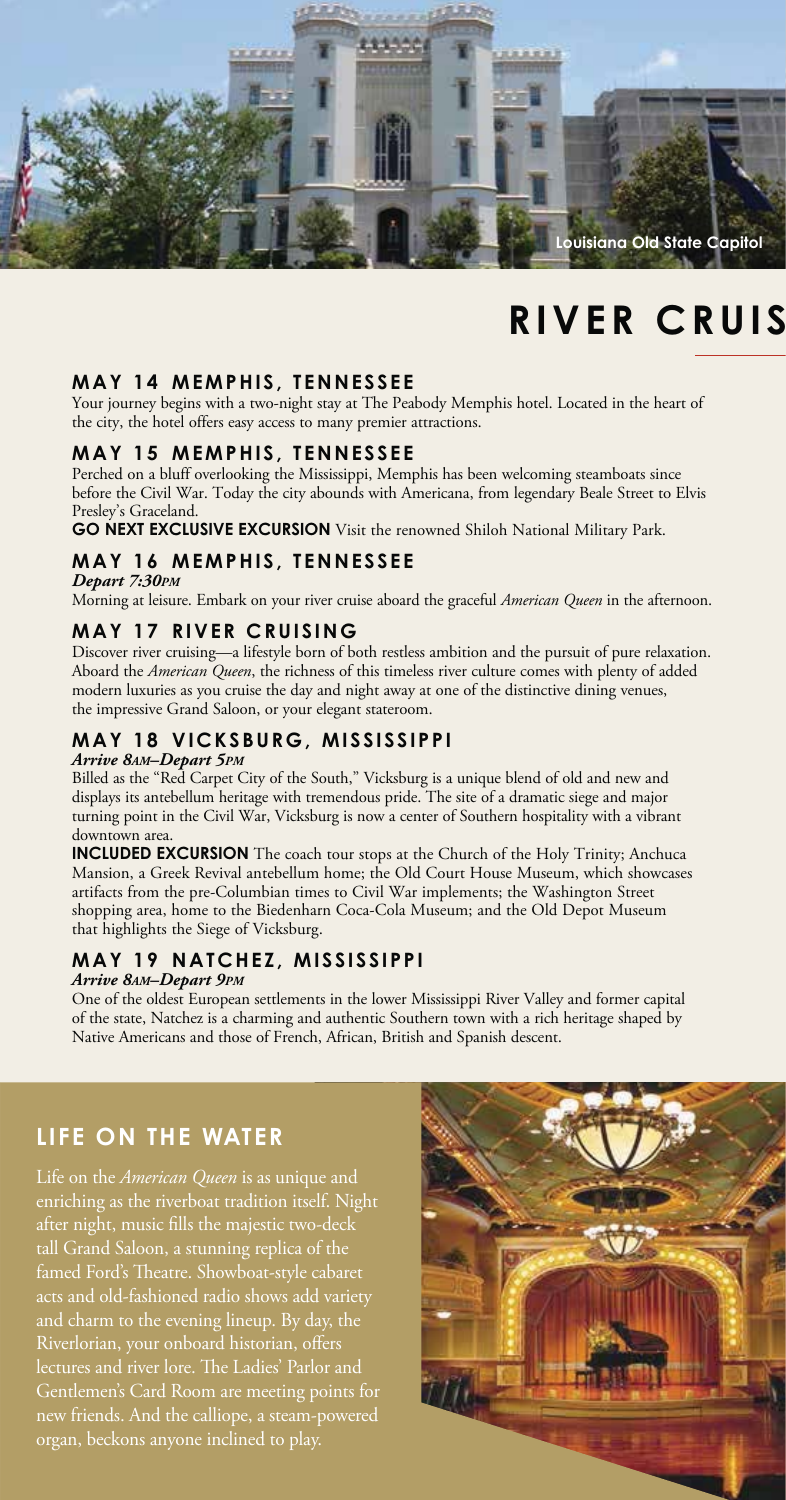Louisiana Old State Capitol

# RIVER CRUIS

### MAY 14 MEMPHIS, TENNESSEE

Your journey begins with a two-night stay at The Peabody Memphis hotel. Located in the heart of the city, the hotel offers easy access to many premier attractions.

### MAY 15 MEMPHIS, TENNESSEE

Perched on a bluff overlooking the Mississippi, Memphis has been welcoming steamboats since before the Civil War. Today the city abounds with Americana, from legendary Beale Street to Elvis Presley's Graceland.

**GO NEXT EXCLUSIVE EXCURSION** Visit the renowned Shiloh National Military Park.

### MAY 16 MEMPHIS, TENNESSEE

***Depart 7:30PM***

Morning at leisure. Embark on your river cruise aboard the graceful *American Queen* in the afternoon.

### MAY 17 RIVER CRUISING

Discover river cruising—a lifestyle born of both restless ambition and the pursuit of pure relaxation. Aboard the *American Queen*, the richness of this timeless river culture comes with plenty of added modern luxuries as you cruise the day and night away at one of the distinctive dining venues, the impressive Grand Saloon, or your elegant stateroom.

### MAY 18 VICKSBURG, MISSISSIPPI

***Arrive 8AM–Depart 5PM***

Billed as the "Red Carpet City of the South," Vicksburg is a unique blend of old and new and displays its antebellum heritage with tremendous pride. The site of a dramatic siege and major turning point in the Civil War, Vicksburg is now a center of Southern hospitality with a vibrant downtown area.

**INCLUDED EXCURSION** The coach tour stops at the Church of the Holy Trinity; Anchuca Mansion, a Greek Revival antebellum home; the Old Court House Museum, which showcases artifacts from the pre-Columbian times to Civil War implements; the Washington Street shopping area, home to the Biedenharn Coca-Cola Museum; and the Old Depot Museum that highlights the Siege of Vicksburg.

### MAY 19 NATCHEZ, MISSISSIPPI

***Arrive 8AM–Depart 9PM***

One of the oldest European settlements in the lower Mississippi River Valley and former capital of the state, Natchez is a charming and authentic Southern town with a rich heritage shaped by Native Americans and those of French, African, British and Spanish descent.

## LIFE ON THE WATER

Life on the *American Queen* is as unique and enriching as the riverboat tradition itself. Night after night, music fills the majestic two-deck tall Grand Saloon, a stunning replica of the famed Ford's Theatre. Showboat-style cabaret acts and old-fashioned radio shows add variety and charm to the evening lineup. By day, the Riverlorian, your onboard historian, offers lectures and river lore. The Ladies' Parlor and Gentlemen's Card Room are meeting points for new friends. And the calliope, a steam-powered organ, beckons anyone inclined to play.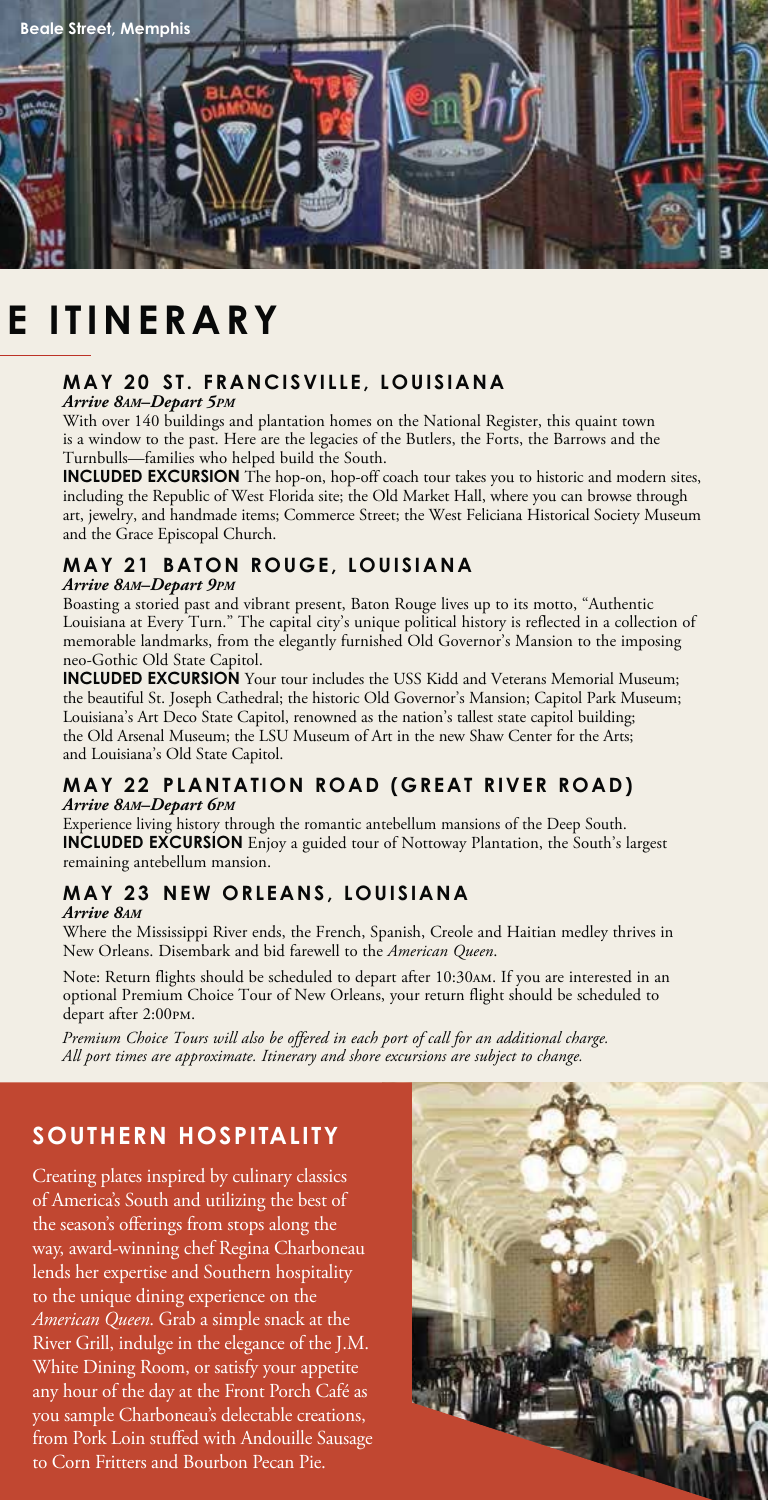Beale Street, Memphis

# E ITINERARY

### MAY 20 ST. FRANCISVILLE, LOUISIANA

***Arrive 8AM–Depart 5PM***

With over 140 buildings and plantation homes on the National Register, this quaint town is a window to the past. Here are the legacies of the Butlers, the Forts, the Barrows and the Turnbulls—families who helped build the South.

**INCLUDED EXCURSION** The hop-on, hop-off coach tour takes you to historic and modern sites, including the Republic of West Florida site; the Old Market Hall, where you can browse through art, jewelry, and handmade items; Commerce Street; the West Feliciana Historical Society Museum and the Grace Episcopal Church.

### MAY 21 BATON ROUGE, LOUISIANA

***Arrive 8AM–Depart 9PM***

Boasting a storied past and vibrant present, Baton Rouge lives up to its motto, "Authentic Louisiana at Every Turn." The capital city's unique political history is reflected in a collection of memorable landmarks, from the elegantly furnished Old Governor's Mansion to the imposing neo-Gothic Old State Capitol.

**INCLUDED EXCURSION** Your tour includes the USS Kidd and Veterans Memorial Museum; the beautiful St. Joseph Cathedral; the historic Old Governor's Mansion; Capitol Park Museum; Louisiana's Art Deco State Capitol, renowned as the nation's tallest state capitol building; the Old Arsenal Museum; the LSU Museum of Art in the new Shaw Center for the Arts; and Louisiana's Old State Capitol.

### MAY 22 PLANTATION ROAD (GREAT RIVER ROAD)

***Arrive 8AM–Depart 6PM***

Experience living history through the romantic antebellum mansions of the Deep South.

**INCLUDED EXCURSION** Enjoy a guided tour of Nottoway Plantation, the South's largest remaining antebellum mansion.

### MAY 23 NEW ORLEANS, LOUISIANA

***Arrive 8AM***

Where the Mississippi River ends, the French, Spanish, Creole and Haitian medley thrives in New Orleans. Disembark and bid farewell to the *American Queen*.

Note: Return flights should be scheduled to depart after 10:30AM. If you are interested in an optional Premium Choice Tour of New Orleans, your return flight should be scheduled to depart after 2:00PM.

*Premium Choice Tours will also be offered in each port of call for an additional charge. All port times are approximate. Itinerary and shore excursions are subject to change.*

## SOUTHERN HOSPITALITY

Creating plates inspired by culinary classics of America's South and utilizing the best of the season's offerings from stops along the way, award-winning chef Regina Charboneau lends her expertise and Southern hospitality to the unique dining experience on the *American Queen*. Grab a simple snack at the River Grill, indulge in the elegance of the J.M. White Dining Room, or satisfy your appetite any hour of the day at the Front Porch Café as you sample Charboneau's delectable creations, from Pork Loin stuffed with Andouille Sausage to Corn Fritters and Bourbon Pecan Pie.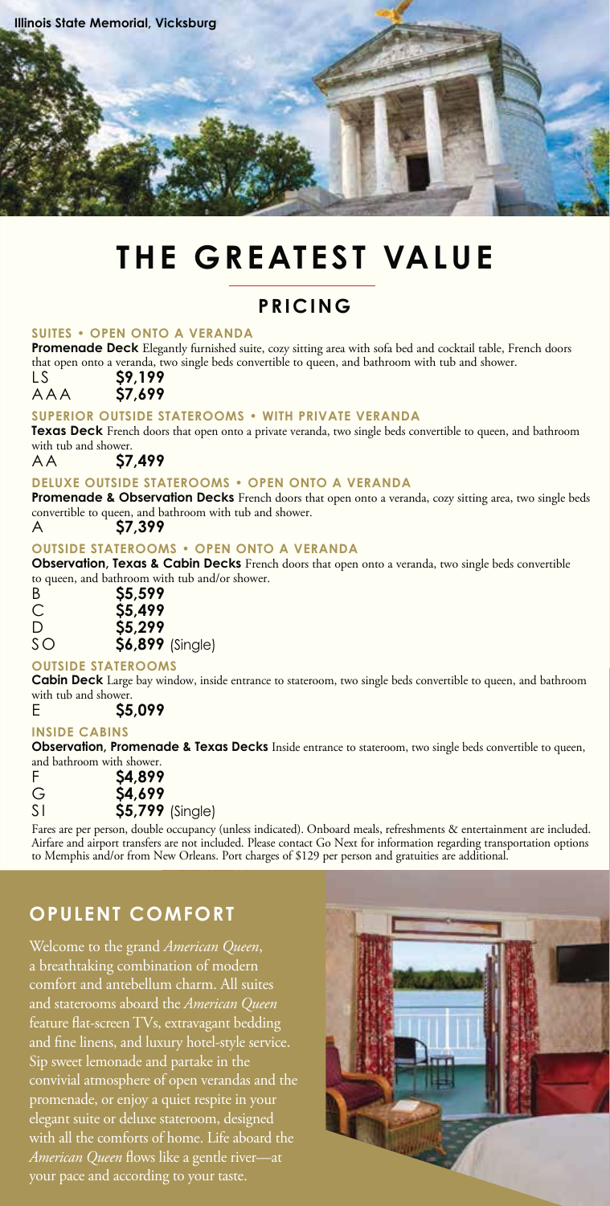Illinois State Memorial, Vicksburg

# THE GREATEST VALUE

## PRICING

### SUITES • OPEN ONTO A VERANDA

**Promenade Deck** Elegantly furnished suite, cozy sitting area with sofa bed and cocktail table, French doors that open onto a veranda, two single beds convertible to queen, and bathroom with tub and shower.

| | |
|---|---|
| LS | **$9,199** |
| AAA | **$7,699** |

### SUPERIOR OUTSIDE STATEROOMS • WITH PRIVATE VERANDA

**Texas Deck** French doors that open onto a private veranda, two single beds convertible to queen, and bathroom with tub and shower.

| | |
|---|---|
| AA | **$7,499** |

### DELUXE OUTSIDE STATEROOMS • OPEN ONTO A VERANDA

**Promenade & Observation Decks** French doors that open onto a veranda, cozy sitting area, two single beds convertible to queen, and bathroom with tub and shower.

| | |
|---|---|
| A | **$7,399** |

### OUTSIDE STATEROOMS • OPEN ONTO A VERANDA

**Observation, Texas & Cabin Decks** French doors that open onto a veranda, two single beds convertible to queen, and bathroom with tub and/or shower.

| | |
|---|---|
| B | **$5,599** |
| C | **$5,499** |
| D | **$5,299** |
| SO | **$6,899** (Single) |

### OUTSIDE STATEROOMS

**Cabin Deck** Large bay window, inside entrance to stateroom, two single beds convertible to queen, and bathroom with tub and shower.

| | |
|---|---|
| E | **$5,099** |

### INSIDE CABINS

**Observation, Promenade & Texas Decks** Inside entrance to stateroom, two single beds convertible to queen, and bathroom with shower.

| | |
|---|---|
| F | **$4,899** |
| G | **$4,699** |
| SI | **$5,799** (Single) |

Fares are per person, double occupancy (unless indicated). Onboard meals, refreshments & entertainment are included. Airfare and airport transfers are not included. Please contact Go Next for information regarding transportation options to Memphis and/or from New Orleans. Port charges of $129 per person and gratuities are additional.

## OPULENT COMFORT

Welcome to the grand *American Queen*, a breathtaking combination of modern comfort and antebellum charm. All suites and staterooms aboard the *American Queen* feature flat-screen TVs, extravagant bedding and fine linens, and luxury hotel-style service. Sip sweet lemonade and partake in the convivial atmosphere of open verandas and the promenade, or enjoy a quiet respite in your elegant suite or deluxe stateroom, designed with all the comforts of home. Life aboard the *American Queen* flows like a gentle river—at your pace and according to your taste.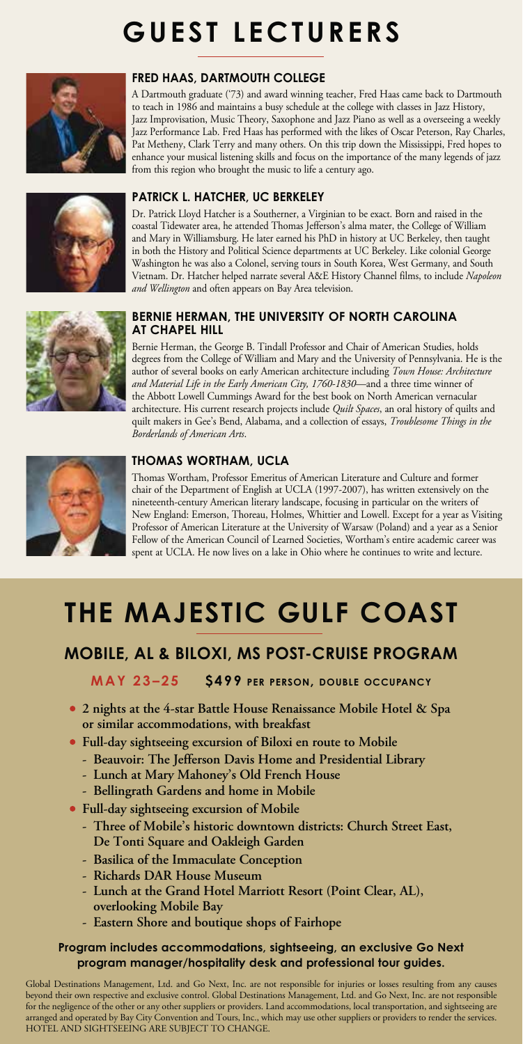# GUEST LECTURERS

### FRED HAAS, DARTMOUTH COLLEGE

A Dartmouth graduate ('73) and award winning teacher, Fred Haas came back to Dartmouth to teach in 1986 and maintains a busy schedule at the college with classes in Jazz History, Jazz Improvisation, Music Theory, Saxophone and Jazz Piano as well as a overseeing a weekly Jazz Performance Lab. Fred Haas has performed with the likes of Oscar Peterson, Ray Charles, Pat Metheny, Clark Terry and many others. On this trip down the Mississippi, Fred hopes to enhance your musical listening skills and focus on the importance of the many legends of jazz from this region who brought the music to life a century ago.

### PATRICK L. HATCHER, UC BERKELEY

Dr. Patrick Lloyd Hatcher is a Southerner, a Virginian to be exact. Born and raised in the coastal Tidewater area, he attended Thomas Jefferson's alma mater, the College of William and Mary in Williamsburg. He later earned his PhD in history at UC Berkeley, then taught in both the History and Political Science departments at UC Berkeley. Like colonial George Washington he was also a Colonel, serving tours in South Korea, West Germany, and South Vietnam. Dr. Hatcher helped narrate several A&E History Channel films, to include *Napoleon and Wellington* and often appears on Bay Area television.

### BERNIE HERMAN, THE UNIVERSITY OF NORTH CAROLINA AT CHAPEL HILL

Bernie Herman, the George B. Tindall Professor and Chair of American Studies, holds degrees from the College of William and Mary and the University of Pennsylvania. He is the author of several books on early American architecture including *Town House: Architecture and Material Life in the Early American City, 1760-1830*—and a three time winner of the Abbott Lowell Cummings Award for the best book on North American vernacular architecture. His current research projects include *Quilt Spaces*, an oral history of quilts and quilt makers in Gee's Bend, Alabama, and a collection of essays, *Troublesome Things in the Borderlands of American Arts*.

### THOMAS WORTHAM, UCLA

Thomas Wortham, Professor Emeritus of American Literature and Culture and former chair of the Department of English at UCLA (1997-2007), has written extensively on the nineteenth-century American literary landscape, focusing in particular on the writers of New England: Emerson, Thoreau, Holmes, Whittier and Lowell. Except for a year as Visiting Professor of American Literature at the University of Warsaw (Poland) and a year as a Senior Fellow of the American Council of Learned Societies, Wortham's entire academic career was spent at UCLA. He now lives on a lake in Ohio where he continues to write and lecture.

# THE MAJESTIC GULF COAST

## MOBILE, AL & BILOXI, MS POST-CRUISE PROGRAM

**MAY 23–25 $499 PER PERSON, DOUBLE OCCUPANCY**

- **2 nights at the 4-star Battle House Renaissance Mobile Hotel & Spa or similar accommodations, with breakfast**
- **Full-day sightseeing excursion of Biloxi en route to Mobile**
  - **Beauvoir: The Jefferson Davis Home and Presidential Library**
  - **Lunch at Mary Mahoney's Old French House**
  - **Bellingrath Gardens and home in Mobile**
- **Full-day sightseeing excursion of Mobile**
  - **Three of Mobile's historic downtown districts: Church Street East, De Tonti Square and Oakleigh Garden**
  - **Basilica of the Immaculate Conception**
  - **Richards DAR House Museum**
  - **Lunch at the Grand Hotel Marriott Resort (Point Clear, AL), overlooking Mobile Bay**
  - **Eastern Shore and boutique shops of Fairhope**

**Program includes accommodations, sightseeing, an exclusive Go Next program manager/hospitality desk and professional tour guides.**

Global Destinations Management, Ltd. and Go Next, Inc. are not responsible for injuries or losses resulting from any causes beyond their own respective and exclusive control. Global Destinations Management, Ltd. and Go Next, Inc. are not responsible for the negligence of the other or any other suppliers or providers. Land accommodations, local transportation, and sightseeing are arranged and operated by Bay City Convention and Tours, Inc., which may use other suppliers or providers to render the services. HOTEL AND SIGHTSEEING ARE SUBJECT TO CHANGE.